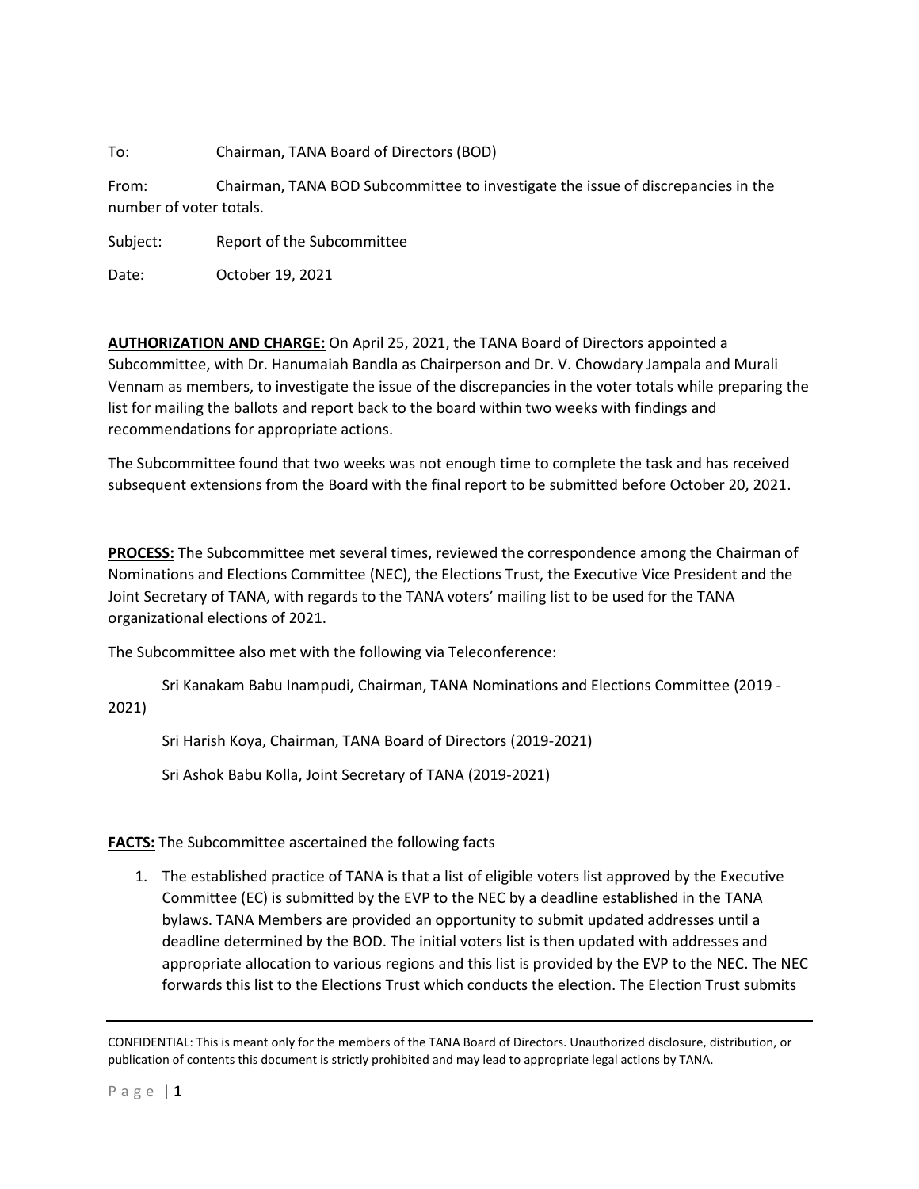To: Chairman, TANA Board of Directors (BOD)

From: Chairman, TANA BOD Subcommittee to investigate the issue of discrepancies in the number of voter totals.

Subject: Report of the Subcommittee

Date: October 19, 2021

**AUTHORIZATION AND CHARGE:** On April 25, 2021, the TANA Board of Directors appointed a Subcommittee, with Dr. Hanumaiah Bandla as Chairperson and Dr. V. Chowdary Jampala and Murali Vennam as members, to investigate the issue of the discrepancies in the voter totals while preparing the list for mailing the ballots and report back to the board within two weeks with findings and recommendations for appropriate actions.

The Subcommittee found that two weeks was not enough time to complete the task and has received subsequent extensions from the Board with the final report to be submitted before October 20, 2021.

**PROCESS:** The Subcommittee met several times, reviewed the correspondence among the Chairman of Nominations and Elections Committee (NEC), the Elections Trust, the Executive Vice President and the Joint Secretary of TANA, with regards to the TANA voters' mailing list to be used for the TANA organizational elections of 2021.

The Subcommittee also met with the following via Teleconference:

Sri Kanakam Babu Inampudi, Chairman, TANA Nominations and Elections Committee (2019 - 2021)

Sri Harish Koya, Chairman, TANA Board of Directors (2019-2021)

Sri Ashok Babu Kolla, Joint Secretary of TANA (2019-2021)

**FACTS:** The Subcommittee ascertained the following facts

1. The established practice of TANA is that a list of eligible voters list approved by the Executive Committee (EC) is submitted by the EVP to the NEC by a deadline established in the TANA bylaws. TANA Members are provided an opportunity to submit updated addresses until a deadline determined by the BOD. The initial voters list is then updated with addresses and appropriate allocation to various regions and this list is provided by the EVP to the NEC. The NEC forwards this list to the Elections Trust which conducts the election. The Election Trust submits

CONFIDENTIAL: This is meant only for the members of the TANA Board of Directors. Unauthorized disclosure, distribution, or publication of contents this document is strictly prohibited and may lead to appropriate legal actions by TANA.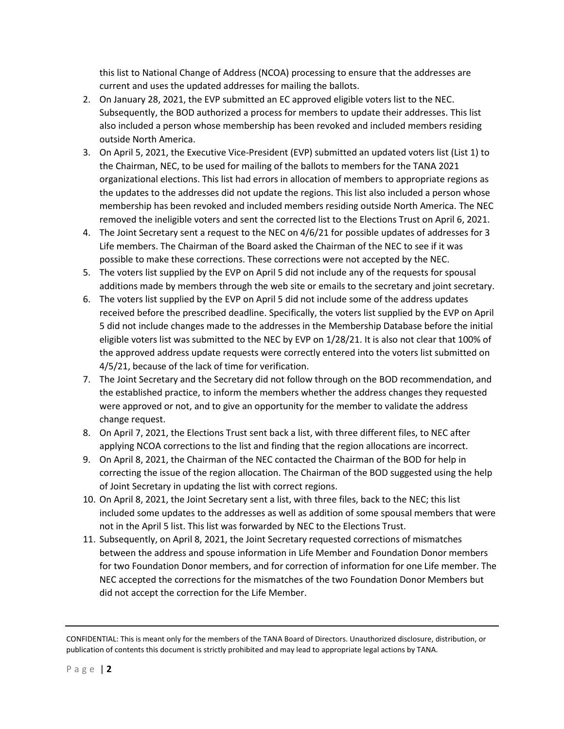this list to National Change of Address (NCOA) processing to ensure that the addresses are current and uses the updated addresses for mailing the ballots.

2. On January 28, 2021, the EVP submitted an EC approved eligible voters list to the NEC. Subsequently, the BOD authorized a process for members to update their addresses. This list also included a person whose membership has been revoked and included members residing outside North America.
3. On April 5, 2021, the Executive Vice-President (EVP) submitted an updated voters list (List 1) to the Chairman, NEC, to be used for mailing of the ballots to members for the TANA 2021 organizational elections. This list had errors in allocation of members to appropriate regions as the updates to the addresses did not update the regions. This list also included a person whose membership has been revoked and included members residing outside North America. The NEC removed the ineligible voters and sent the corrected list to the Elections Trust on April 6, 2021.
4. The Joint Secretary sent a request to the NEC on 4/6/21 for possible updates of addresses for 3 Life members. The Chairman of the Board asked the Chairman of the NEC to see if it was possible to make these corrections. These corrections were not accepted by the NEC.
5. The voters list supplied by the EVP on April 5 did not include any of the requests for spousal additions made by members through the web site or emails to the secretary and joint secretary.
6. The voters list supplied by the EVP on April 5 did not include some of the address updates received before the prescribed deadline. Specifically, the voters list supplied by the EVP on April 5 did not include changes made to the addresses in the Membership Database before the initial eligible voters list was submitted to the NEC by EVP on 1/28/21. It is also not clear that 100% of the approved address update requests were correctly entered into the voters list submitted on 4/5/21, because of the lack of time for verification.
7. The Joint Secretary and the Secretary did not follow through on the BOD recommendation, and the established practice, to inform the members whether the address changes they requested were approved or not, and to give an opportunity for the member to validate the address change request.
8. On April 7, 2021, the Elections Trust sent back a list, with three different files, to NEC after applying NCOA corrections to the list and finding that the region allocations are incorrect.
9. On April 8, 2021, the Chairman of the NEC contacted the Chairman of the BOD for help in correcting the issue of the region allocation. The Chairman of the BOD suggested using the help of Joint Secretary in updating the list with correct regions.
10. On April 8, 2021, the Joint Secretary sent a list, with three files, back to the NEC; this list included some updates to the addresses as well as addition of some spousal members that were not in the April 5 list. This list was forwarded by NEC to the Elections Trust.
11. Subsequently, on April 8, 2021, the Joint Secretary requested corrections of mismatches between the address and spouse information in Life Member and Foundation Donor members for two Foundation Donor members, and for correction of information for one Life member. The NEC accepted the corrections for the mismatches of the two Foundation Donor Members but did not accept the correction for the Life Member.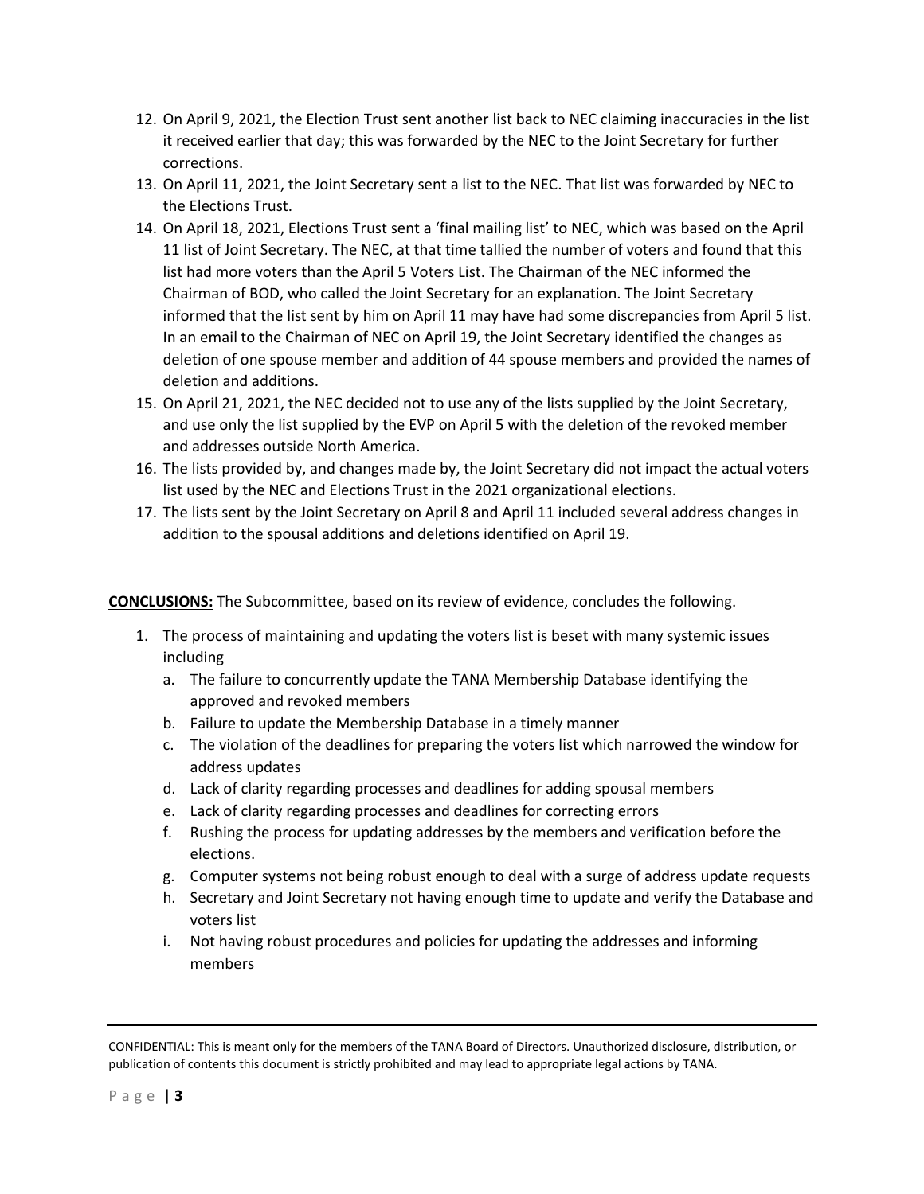12. On April 9, 2021, the Election Trust sent another list back to NEC claiming inaccuracies in the list it received earlier that day; this was forwarded by the NEC to the Joint Secretary for further corrections.
13. On April 11, 2021, the Joint Secretary sent a list to the NEC. That list was forwarded by NEC to the Elections Trust.
14. On April 18, 2021, Elections Trust sent a 'final mailing list' to NEC, which was based on the April 11 list of Joint Secretary. The NEC, at that time tallied the number of voters and found that this list had more voters than the April 5 Voters List. The Chairman of the NEC informed the Chairman of BOD, who called the Joint Secretary for an explanation. The Joint Secretary informed that the list sent by him on April 11 may have had some discrepancies from April 5 list. In an email to the Chairman of NEC on April 19, the Joint Secretary identified the changes as deletion of one spouse member and addition of 44 spouse members and provided the names of deletion and additions.
15. On April 21, 2021, the NEC decided not to use any of the lists supplied by the Joint Secretary, and use only the list supplied by the EVP on April 5 with the deletion of the revoked member and addresses outside North America.
16. The lists provided by, and changes made by, the Joint Secretary did not impact the actual voters list used by the NEC and Elections Trust in the 2021 organizational elections.
17. The lists sent by the Joint Secretary on April 8 and April 11 included several address changes in addition to the spousal additions and deletions identified on April 19.

**CONCLUSIONS:** The Subcommittee, based on its review of evidence, concludes the following.

1. The process of maintaining and updating the voters list is beset with many systemic issues including
   a. The failure to concurrently update the TANA Membership Database identifying the approved and revoked members
   b. Failure to update the Membership Database in a timely manner
   c. The violation of the deadlines for preparing the voters list which narrowed the window for address updates
   d. Lack of clarity regarding processes and deadlines for adding spousal members
   e. Lack of clarity regarding processes and deadlines for correcting errors
   f. Rushing the process for updating addresses by the members and verification before the elections.
   g. Computer systems not being robust enough to deal with a surge of address update requests
   h. Secretary and Joint Secretary not having enough time to update and verify the Database and voters list
   i. Not having robust procedures and policies for updating the addresses and informing members

CONFIDENTIAL: This is meant only for the members of the TANA Board of Directors. Unauthorized disclosure, distribution, or publication of contents this document is strictly prohibited and may lead to appropriate legal actions by TANA.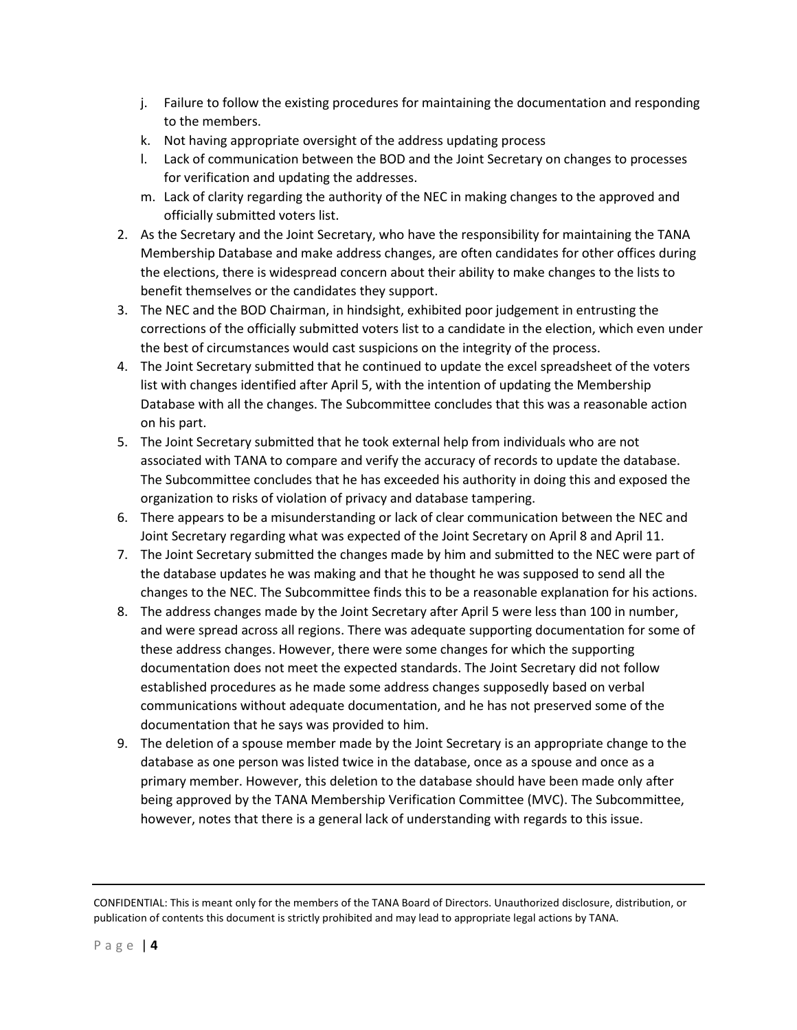j. Failure to follow the existing procedures for maintaining the documentation and responding to the members.
   k. Not having appropriate oversight of the address updating process
   l. Lack of communication between the BOD and the Joint Secretary on changes to processes for verification and updating the addresses.
   m. Lack of clarity regarding the authority of the NEC in making changes to the approved and officially submitted voters list.
2. As the Secretary and the Joint Secretary, who have the responsibility for maintaining the TANA Membership Database and make address changes, are often candidates for other offices during the elections, there is widespread concern about their ability to make changes to the lists to benefit themselves or the candidates they support.
3. The NEC and the BOD Chairman, in hindsight, exhibited poor judgement in entrusting the corrections of the officially submitted voters list to a candidate in the election, which even under the best of circumstances would cast suspicions on the integrity of the process.
4. The Joint Secretary submitted that he continued to update the excel spreadsheet of the voters list with changes identified after April 5, with the intention of updating the Membership Database with all the changes. The Subcommittee concludes that this was a reasonable action on his part.
5. The Joint Secretary submitted that he took external help from individuals who are not associated with TANA to compare and verify the accuracy of records to update the database. The Subcommittee concludes that he has exceeded his authority in doing this and exposed the organization to risks of violation of privacy and database tampering.
6. There appears to be a misunderstanding or lack of clear communication between the NEC and Joint Secretary regarding what was expected of the Joint Secretary on April 8 and April 11.
7. The Joint Secretary submitted the changes made by him and submitted to the NEC were part of the database updates he was making and that he thought he was supposed to send all the changes to the NEC. The Subcommittee finds this to be a reasonable explanation for his actions.
8. The address changes made by the Joint Secretary after April 5 were less than 100 in number, and were spread across all regions. There was adequate supporting documentation for some of these address changes. However, there were some changes for which the supporting documentation does not meet the expected standards. The Joint Secretary did not follow established procedures as he made some address changes supposedly based on verbal communications without adequate documentation, and he has not preserved some of the documentation that he says was provided to him.
9. The deletion of a spouse member made by the Joint Secretary is an appropriate change to the database as one person was listed twice in the database, once as a spouse and once as a primary member. However, this deletion to the database should have been made only after being approved by the TANA Membership Verification Committee (MVC). The Subcommittee, however, notes that there is a general lack of understanding with regards to this issue.

CONFIDENTIAL: This is meant only for the members of the TANA Board of Directors. Unauthorized disclosure, distribution, or publication of contents this document is strictly prohibited and may lead to appropriate legal actions by TANA.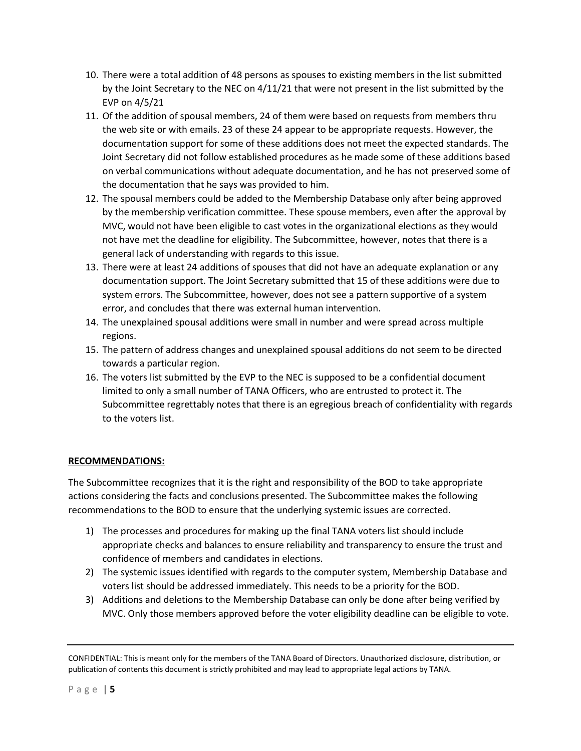10. There were a total addition of 48 persons as spouses to existing members in the list submitted by the Joint Secretary to the NEC on 4/11/21 that were not present in the list submitted by the EVP on 4/5/21
11. Of the addition of spousal members, 24 of them were based on requests from members thru the web site or with emails. 23 of these 24 appear to be appropriate requests. However, the documentation support for some of these additions does not meet the expected standards. The Joint Secretary did not follow established procedures as he made some of these additions based on verbal communications without adequate documentation, and he has not preserved some of the documentation that he says was provided to him.
12. The spousal members could be added to the Membership Database only after being approved by the membership verification committee. These spouse members, even after the approval by MVC, would not have been eligible to cast votes in the organizational elections as they would not have met the deadline for eligibility. The Subcommittee, however, notes that there is a general lack of understanding with regards to this issue.
13. There were at least 24 additions of spouses that did not have an adequate explanation or any documentation support. The Joint Secretary submitted that 15 of these additions were due to system errors. The Subcommittee, however, does not see a pattern supportive of a system error, and concludes that there was external human intervention.
14. The unexplained spousal additions were small in number and were spread across multiple regions.
15. The pattern of address changes and unexplained spousal additions do not seem to be directed towards a particular region.
16. The voters list submitted by the EVP to the NEC is supposed to be a confidential document limited to only a small number of TANA Officers, who are entrusted to protect it. The Subcommittee regrettably notes that there is an egregious breach of confidentiality with regards to the voters list.

**RECOMMENDATIONS:**

The Subcommittee recognizes that it is the right and responsibility of the BOD to take appropriate actions considering the facts and conclusions presented. The Subcommittee makes the following recommendations to the BOD to ensure that the underlying systemic issues are corrected.

1) The processes and procedures for making up the final TANA voters list should include appropriate checks and balances to ensure reliability and transparency to ensure the trust and confidence of members and candidates in elections.
2) The systemic issues identified with regards to the computer system, Membership Database and voters list should be addressed immediately. This needs to be a priority for the BOD.
3) Additions and deletions to the Membership Database can only be done after being verified by MVC. Only those members approved before the voter eligibility deadline can be eligible to vote.

CONFIDENTIAL: This is meant only for the members of the TANA Board of Directors. Unauthorized disclosure, distribution, or publication of contents this document is strictly prohibited and may lead to appropriate legal actions by TANA.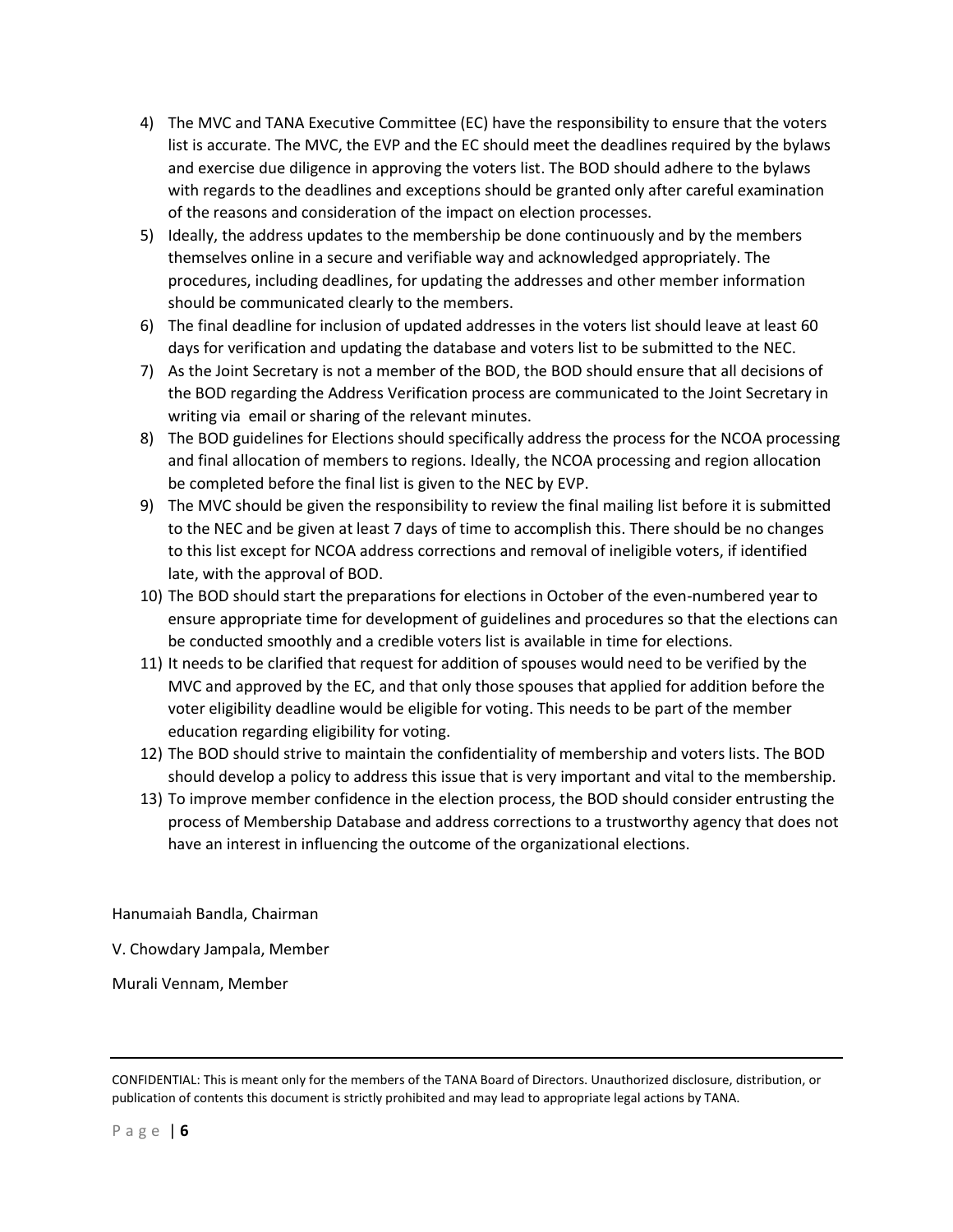4) The MVC and TANA Executive Committee (EC) have the responsibility to ensure that the voters list is accurate. The MVC, the EVP and the EC should meet the deadlines required by the bylaws and exercise due diligence in approving the voters list. The BOD should adhere to the bylaws with regards to the deadlines and exceptions should be granted only after careful examination of the reasons and consideration of the impact on election processes.
5) Ideally, the address updates to the membership be done continuously and by the members themselves online in a secure and verifiable way and acknowledged appropriately. The procedures, including deadlines, for updating the addresses and other member information should be communicated clearly to the members.
6) The final deadline for inclusion of updated addresses in the voters list should leave at least 60 days for verification and updating the database and voters list to be submitted to the NEC.
7) As the Joint Secretary is not a member of the BOD, the BOD should ensure that all decisions of the BOD regarding the Address Verification process are communicated to the Joint Secretary in writing via email or sharing of the relevant minutes.
8) The BOD guidelines for Elections should specifically address the process for the NCOA processing and final allocation of members to regions. Ideally, the NCOA processing and region allocation be completed before the final list is given to the NEC by EVP.
9) The MVC should be given the responsibility to review the final mailing list before it is submitted to the NEC and be given at least 7 days of time to accomplish this. There should be no changes to this list except for NCOA address corrections and removal of ineligible voters, if identified late, with the approval of BOD.
10) The BOD should start the preparations for elections in October of the even-numbered year to ensure appropriate time for development of guidelines and procedures so that the elections can be conducted smoothly and a credible voters list is available in time for elections.
11) It needs to be clarified that request for addition of spouses would need to be verified by the MVC and approved by the EC, and that only those spouses that applied for addition before the voter eligibility deadline would be eligible for voting. This needs to be part of the member education regarding eligibility for voting.
12) The BOD should strive to maintain the confidentiality of membership and voters lists. The BOD should develop a policy to address this issue that is very important and vital to the membership.
13) To improve member confidence in the election process, the BOD should consider entrusting the process of Membership Database and address corrections to a trustworthy agency that does not have an interest in influencing the outcome of the organizational elections.

Hanumaiah Bandla, Chairman

V. Chowdary Jampala, Member

Murali Vennam, Member

CONFIDENTIAL: This is meant only for the members of the TANA Board of Directors. Unauthorized disclosure, distribution, or publication of contents this document is strictly prohibited and may lead to appropriate legal actions by TANA.